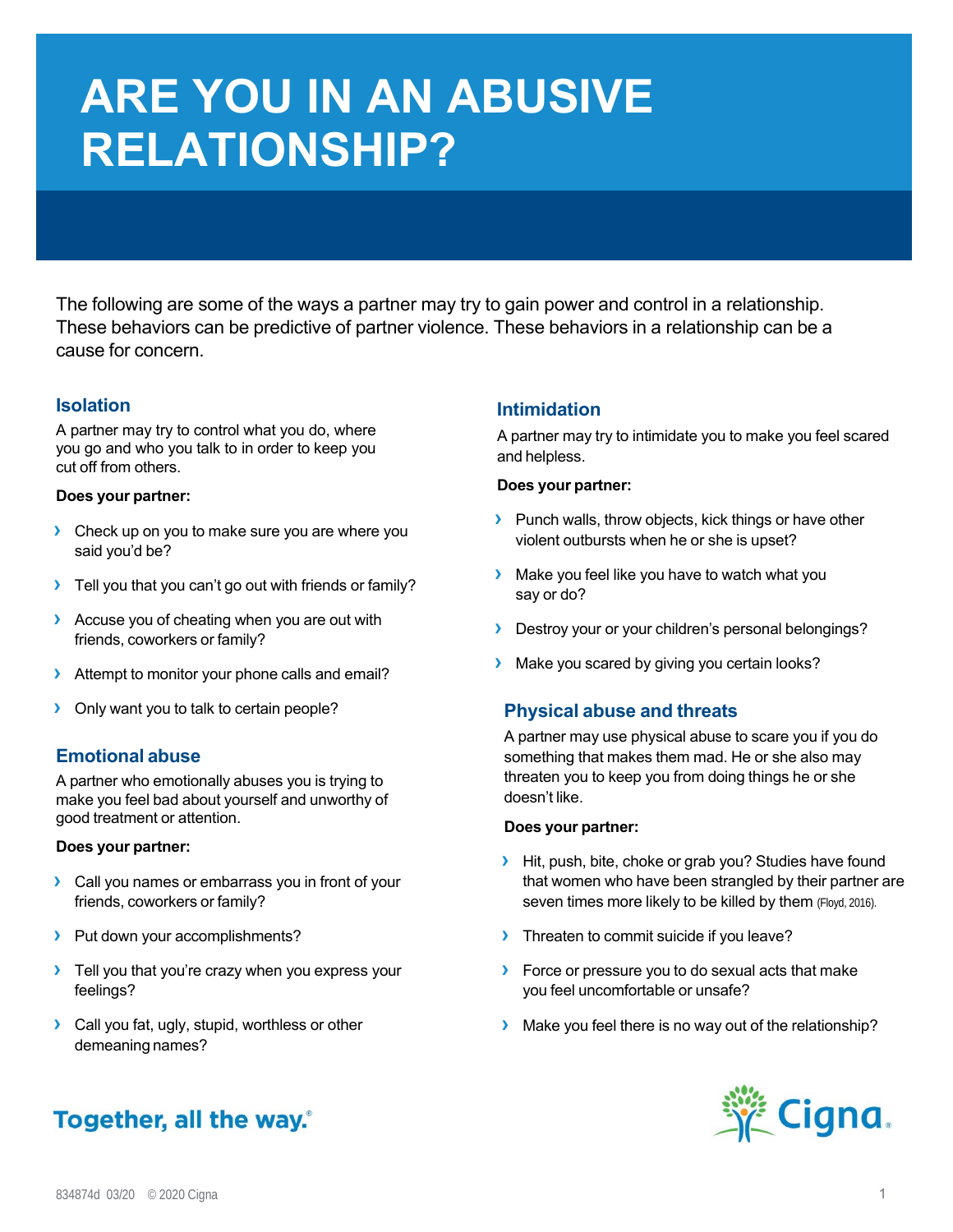# ARE YOU IN AN ABUSIVE RELATIONSHIP?

The following are some of the ways a partner may try to gain power and control in a relationship. These behaviors can be predictive of partner violence. These behaviors in a relationship can be a cause for concern.

## Isolation

A partner may try to control what you do, where you go and who you talk to in order to keep you cut off from others.

**Does your partner:**

- Check up on you to make sure you are where you said you'd be?
- Tell you that you can't go out with friends or family?
- Accuse you of cheating when you are out with friends, coworkers or family?
- Attempt to monitor your phone calls and email?
- Only want you to talk to certain people?

## Emotional abuse

A partner who emotionally abuses you is trying to make you feel bad about yourself and unworthy of good treatment or attention.

**Does your partner:**

- Call you names or embarrass you in front of your friends, coworkers or family?
- Put down your accomplishments?
- Tell you that you're crazy when you express your feelings?
- Call you fat, ugly, stupid, worthless or other demeaning names?

## Intimidation

A partner may try to intimidate you to make you feel scared and helpless.

**Does your partner:**

- Punch walls, throw objects, kick things or have other violent outbursts when he or she is upset?
- Make you feel like you have to watch what you say or do?
- Destroy your or your children's personal belongings?
- Make you scared by giving you certain looks?

## Physical abuse and threats

A partner may use physical abuse to scare you if you do something that makes them mad. He or she also may threaten you to keep you from doing things he or she doesn't like.

**Does your partner:**

- Hit, push, bite, choke or grab you? Studies have found that women who have been strangled by their partner are seven times more likely to be killed by them (Floyd, 2016).
- Threaten to commit suicide if you leave?
- Force or pressure you to do sexual acts that make you feel uncomfortable or unsafe?
- Make you feel there is no way out of the relationship?

Together, all the way.®

Cigna

834874d 03/20 © 2020 Cigna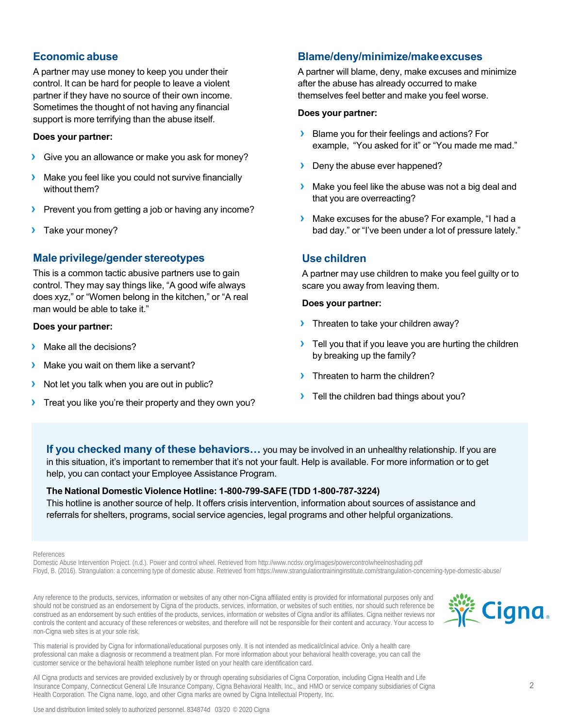## Economic abuse

A partner may use money to keep you under their control. It can be hard for people to leave a violent partner if they have no source of their own income. Sometimes the thought of not having any financial support is more terrifying than the abuse itself.

**Does your partner:**

- Give you an allowance or make you ask for money?
- Make you feel like you could not survive financially without them?
- Prevent you from getting a job or having any income?
- Take your money?

## Male privilege/gender stereotypes

This is a common tactic abusive partners use to gain control. They may say things like, "A good wife always does xyz," or "Women belong in the kitchen," or "A real man would be able to take it."

**Does your partner:**

- Make all the decisions?
- Make you wait on them like a servant?
- Not let you talk when you are out in public?
- Treat you like you're their property and they own you?

## Blame/deny/minimize/make excuses

A partner will blame, deny, make excuses and minimize after the abuse has already occurred to make themselves feel better and make you feel worse.

**Does your partner:**

- Blame you for their feelings and actions? For example, "You asked for it" or "You made me mad."
- Deny the abuse ever happened?
- Make you feel like the abuse was not a big deal and that you are overreacting?
- Make excuses for the abuse? For example, "I had a bad day." or "I've been under a lot of pressure lately."

## Use children

A partner may use children to make you feel guilty or to scare you away from leaving them.

**Does your partner:**

- Threaten to take your children away?
- Tell you that if you leave you are hurting the children by breaking up the family?
- Threaten to harm the children?
- Tell the children bad things about you?

**If you checked many of these behaviors…** you may be involved in an unhealthy relationship. If you are in this situation, it's important to remember that it's not your fault. Help is available. For more information or to get help, you can contact your Employee Assistance Program.

**The National Domestic Violence Hotline: 1-800-799-SAFE (TDD 1-800-787-3224)**
This hotline is another source of help. It offers crisis intervention, information about sources of assistance and referrals for shelters, programs, social service agencies, legal programs and other helpful organizations.

References
Domestic Abuse Intervention Project. (n.d.). Power and control wheel. Retrieved from http://www.ncdsv.org/images/powercontrolwheelnoshading.pdf
Floyd, B. (2016). Strangulation: a concerning type of domestic abuse. Retrieved from https://www.strangulationtraininginstitute.com/strangulation-concerning-type-domestic-abuse/

Any reference to the products, services, information or websites of any other non-Cigna affiliated entity is provided for informational purposes only and should not be construed as an endorsement by Cigna of the products, services, information, or websites of such entities, nor should such reference be construed as an endorsement by such entities of the products, services, information or websites of Cigna and/or its affiliates. Cigna neither reviews nor controls the content and accuracy of these references or websites, and therefore will not be responsible for their content and accuracy. Your access to non-Cigna web sites is at your sole risk.

This material is provided by Cigna for informational/educational purposes only. It is not intended as medical/clinical advice. Only a health care professional can make a diagnosis or recommend a treatment plan. For more information about your behavioral health coverage, you can call the customer service or the behavioral health telephone number listed on your health care identification card.

All Cigna products and services are provided exclusively by or through operating subsidiaries of Cigna Corporation, including Cigna Health and Life Insurance Company, Connecticut General Life Insurance Company, Cigna Behavioral Health, Inc., and HMO or service company subsidiaries of Cigna Health Corporation. The Cigna name, logo, and other Cigna marks are owned by Cigna Intellectual Property, Inc.

Use and distribution limited solely to authorized personnel. 834874d 03/20 © 2020 Cigna